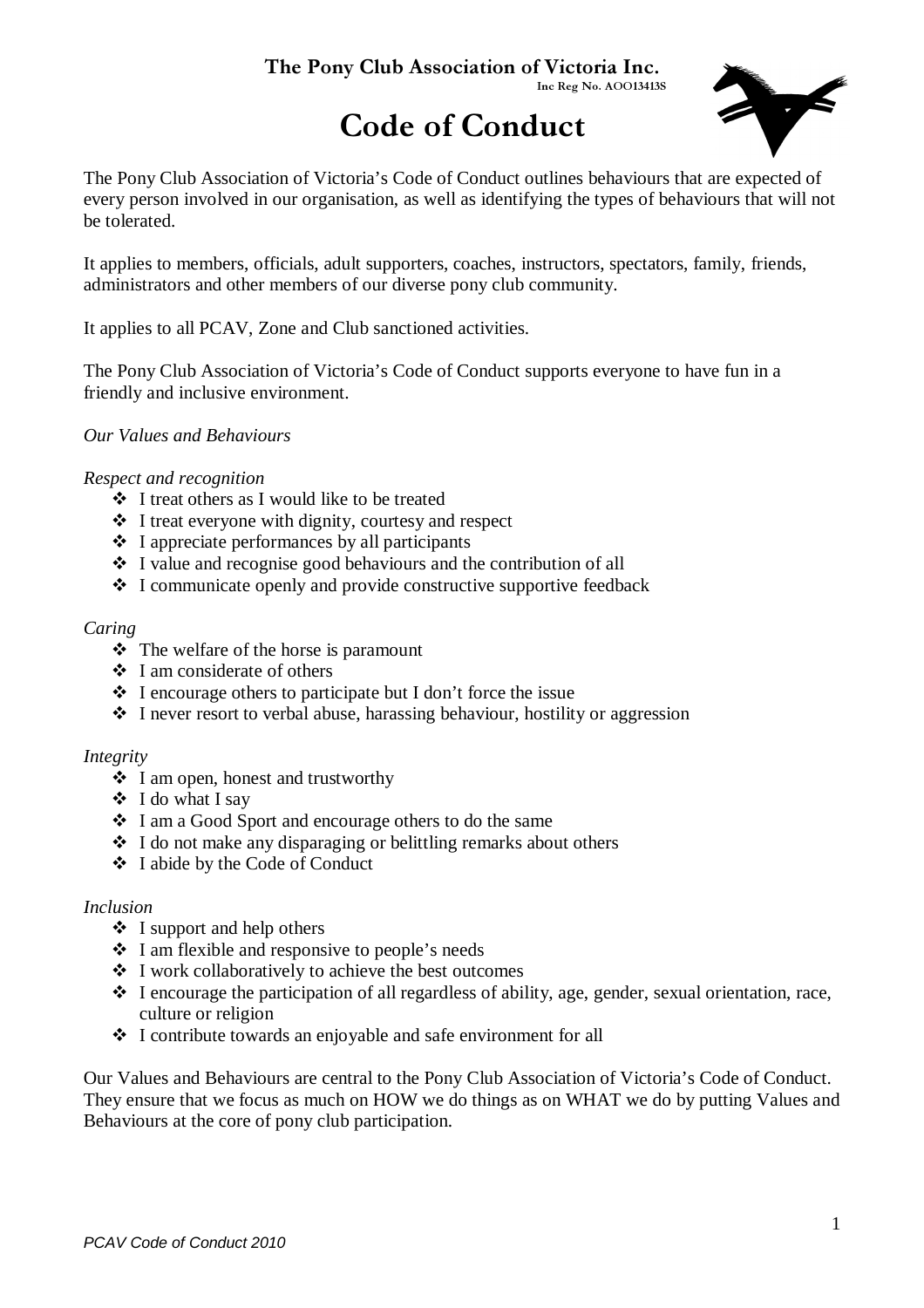**The Pony Club Association of Victoria Inc.**

**Inc Reg No. AOO13413S**

# Code of Conduct

The Pony Club Association of Victoria's Code of Conduct outlines behaviours that are expected of every person involved in our organisation, as well as identifying the types of behaviours that will not be tolerated.

It applies to members, officials, adult supporters, coaches, instructors, spectators, family, friends, administrators and other members of our diverse pony club community.

It applies to all PCAV, Zone and Club sanctioned activities.

The Pony Club Association of Victoria's Code of Conduct supports everyone to have fun in a friendly and inclusive environment.

*Our Values and Behaviours*

*Respect and recognition*

- I treat others as I would like to be treated
- I treat everyone with dignity, courtesy and respect
- I appreciate performances by all participants
- I value and recognise good behaviours and the contribution of all
- I communicate openly and provide constructive supportive feedback

*Caring*

- The welfare of the horse is paramount
- I am considerate of others
- I encourage others to participate but I don't force the issue
- I never resort to verbal abuse, harassing behaviour, hostility or aggression

*Integrity*

- I am open, honest and trustworthy
- I do what I say
- I am a Good Sport and encourage others to do the same
- I do not make any disparaging or belittling remarks about others
- I abide by the Code of Conduct

*Inclusion*

- I support and help others
- I am flexible and responsive to people's needs
- I work collaboratively to achieve the best outcomes
- I encourage the participation of all regardless of ability, age, gender, sexual orientation, race, culture or religion
- I contribute towards an enjoyable and safe environment for all

Our Values and Behaviours are central to the Pony Club Association of Victoria's Code of Conduct. They ensure that we focus as much on HOW we do things as on WHAT we do by putting Values and Behaviours at the core of pony club participation.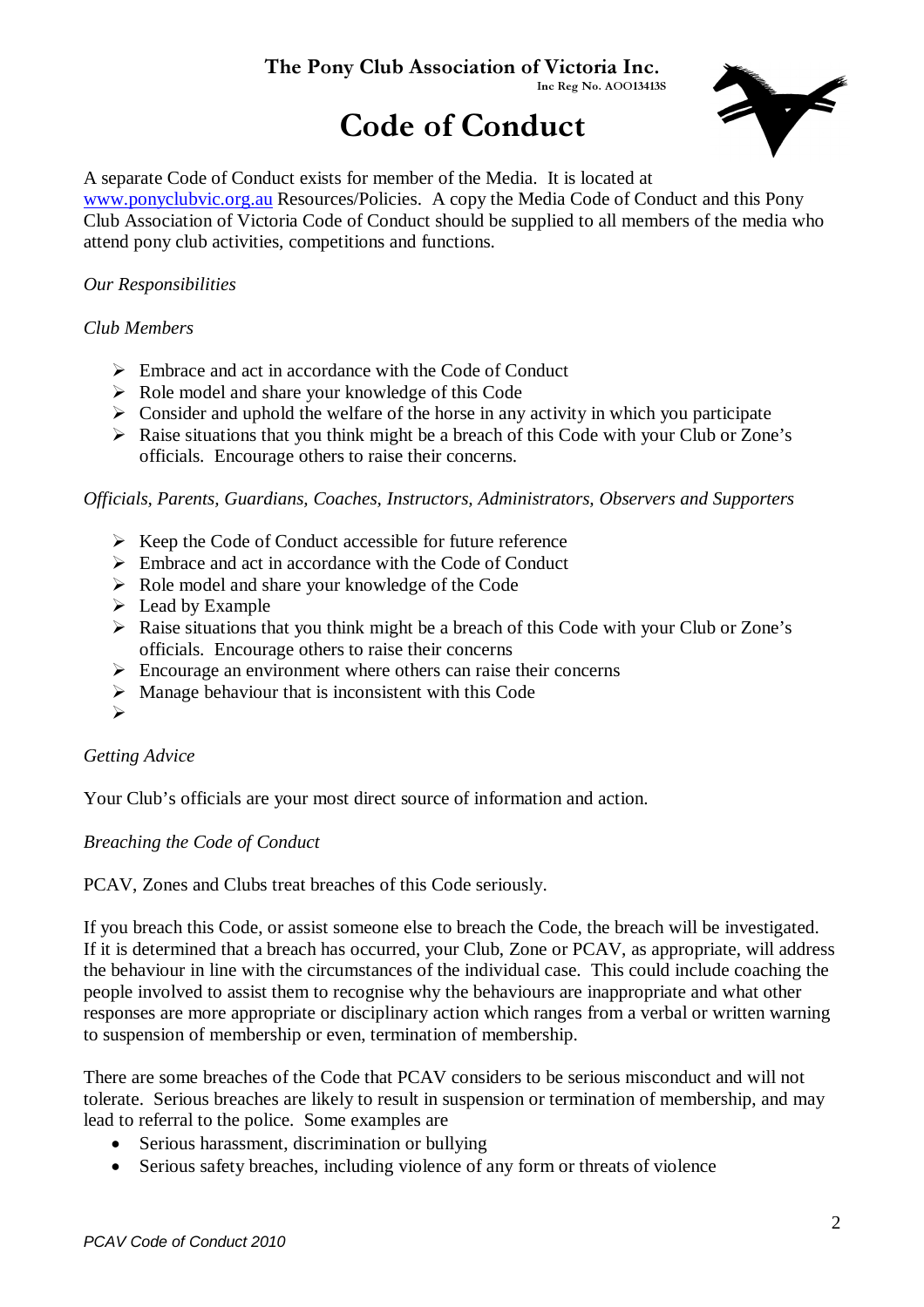The Pony Club Association of Victoria Inc.

Inc Reg No. AOO13413S

# Code of Conduct

A separate Code of Conduct exists for member of the Media. It is located at [www.ponyclubvic.org.au](http://www.ponyclubvic.org.au) Resources/Policies. A copy the Media Code of Conduct and this Pony Club Association of Victoria Code of Conduct should be supplied to all members of the media who attend pony club activities, competitions and functions.

*Our Responsibilities*

*Club Members*

- Embrace and act in accordance with the Code of Conduct
- Role model and share your knowledge of this Code
- Consider and uphold the welfare of the horse in any activity in which you participate
- Raise situations that you think might be a breach of this Code with your Club or Zone's officials. Encourage others to raise their concerns.

*Officials, Parents, Guardians, Coaches, Instructors, Administrators, Observers and Supporters*

- Keep the Code of Conduct accessible for future reference
- Embrace and act in accordance with the Code of Conduct
- Role model and share your knowledge of the Code
- Lead by Example
- Raise situations that you think might be a breach of this Code with your Club or Zone's officials. Encourage others to raise their concerns
- Encourage an environment where others can raise their concerns
- Manage behaviour that is inconsistent with this Code

*Getting Advice*

Your Club's officials are your most direct source of information and action.

*Breaching the Code of Conduct*

PCAV, Zones and Clubs treat breaches of this Code seriously.

If you breach this Code, or assist someone else to breach the Code, the breach will be investigated. If it is determined that a breach has occurred, your Club, Zone or PCAV, as appropriate, will address the behaviour in line with the circumstances of the individual case. This could include coaching the people involved to assist them to recognise why the behaviours are inappropriate and what other responses are more appropriate or disciplinary action which ranges from a verbal or written warning to suspension of membership or even, termination of membership.

There are some breaches of the Code that PCAV considers to be serious misconduct and will not tolerate. Serious breaches are likely to result in suspension or termination of membership, and may lead to referral to the police. Some examples are

- Serious harassment, discrimination or bullying
- Serious safety breaches, including violence of any form or threats of violence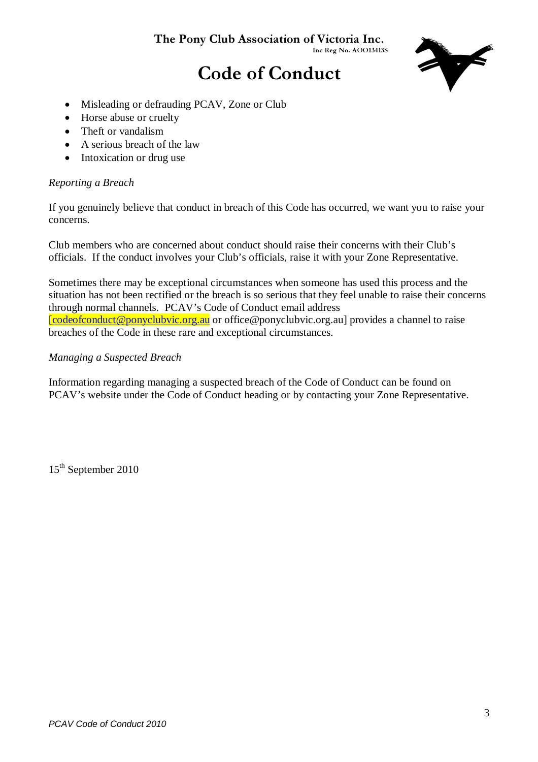The Pony Club Association of Victoria Inc.
Inc Reg No. AOO13413S

# Code of Conduct

- Misleading or defrauding PCAV, Zone or Club
- Horse abuse or cruelty
- Theft or vandalism
- A serious breach of the law
- Intoxication or drug use

*Reporting a Breach*

If you genuinely believe that conduct in breach of this Code has occurred, we want you to raise your concerns.

Club members who are concerned about conduct should raise their concerns with their Club's officials. If the conduct involves your Club's officials, raise it with your Zone Representative.

Sometimes there may be exceptional circumstances when someone has used this process and the situation has not been rectified or the breach is so serious that they feel unable to raise their concerns through normal channels. PCAV's Code of Conduct email address [codeofconduct@ponyclubvic.org.au or office@ponyclubvic.org.au] provides a channel to raise breaches of the Code in these rare and exceptional circumstances.

*Managing a Suspected Breach*

Information regarding managing a suspected breach of the Code of Conduct can be found on PCAV's website under the Code of Conduct heading or by contacting your Zone Representative.

15th September 2010